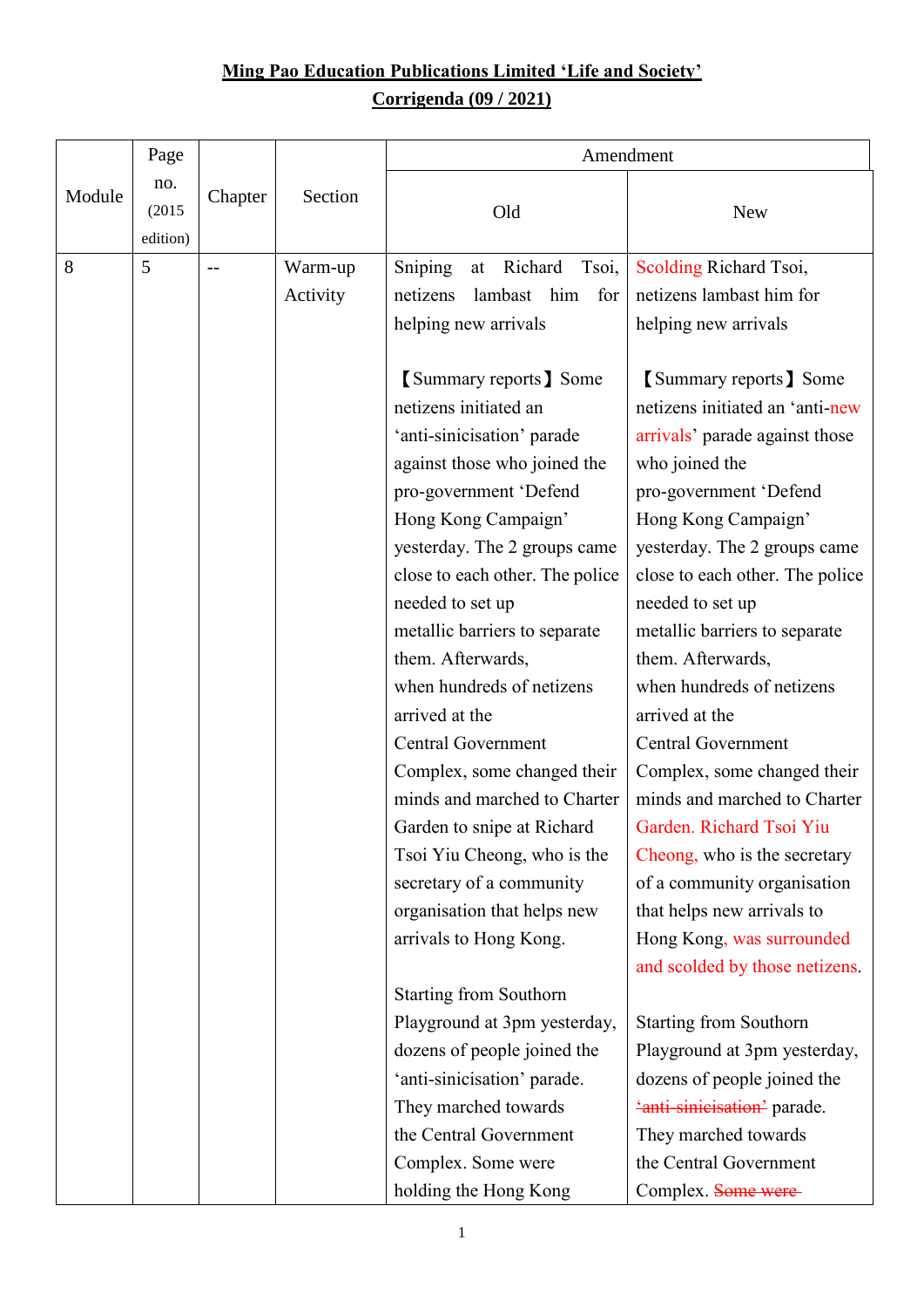**Ming Pao Education Publications Limited 'Life and Society'**

**Corrigenda (09 / 2021)**

| Module | Page no. (2015 edition) | Chapter | Section | Amendment | |
|---|---|---|---|---|---|
| | | | | Old | New |
| 8 | 5 | -- | Warm-up Activity | Sniping at Richard Tsoi, netizens lambast him for helping new arrivals<br><br>【Summary reports】Some netizens initiated an 'anti-sinicisation' parade against those who joined the pro-government 'Defend Hong Kong Campaign' yesterday. The 2 groups came close to each other. The police needed to set up metallic barriers to separate them. Afterwards, when hundreds of netizens arrived at the Central Government Complex, some changed their minds and marched to Charter Garden to snipe at Richard Tsoi Yiu Cheong, who is the secretary of a community organisation that helps new arrivals to Hong Kong.<br><br>Starting from Southorn Playground at 3pm yesterday, dozens of people joined the 'anti-sinicisation' parade. They marched towards the Central Government Complex. Some were holding the Hong Kong | Scolding Richard Tsoi, netizens lambast him for helping new arrivals<br><br>【Summary reports】Some netizens initiated an 'anti-new arrivals' parade against those who joined the pro-government 'Defend Hong Kong Campaign' yesterday. The 2 groups came close to each other. The police needed to set up metallic barriers to separate them. Afterwards, when hundreds of netizens arrived at the Central Government Complex, some changed their minds and marched to Charter Garden. Richard Tsoi Yiu Cheong, who is the secretary of a community organisation that helps new arrivals to Hong Kong, was surrounded and scolded by those netizens.<br><br>Starting from Southorn Playground at 3pm yesterday, dozens of people joined the ~~'anti-sinicisation'~~ parade. They marched towards the Central Government Complex. ~~Some were~~ |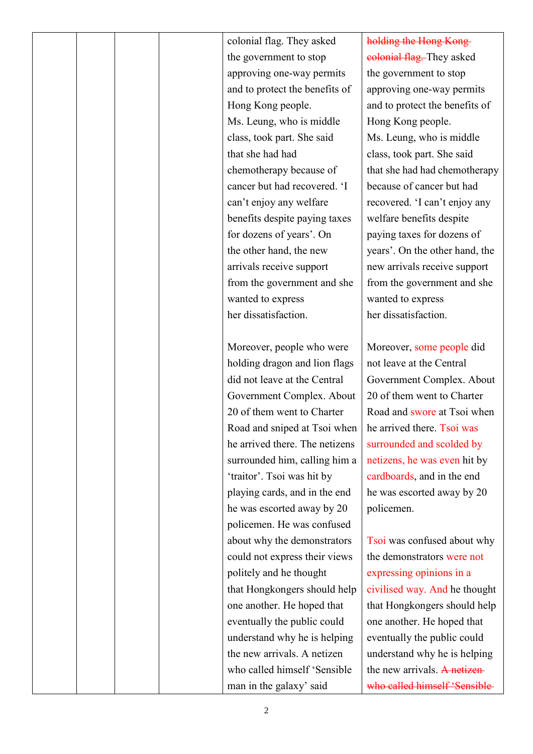| | | | | | |
|---|---|---|---|---|---|
| | | | | colonial flag. They asked the government to stop approving one-way permits and to protect the benefits of Hong Kong people.<br>Ms. Leung, who is middle class, took part. She said that she had had chemotherapy because of cancer but had recovered. 'I can't enjoy any welfare benefits despite paying taxes for dozens of years'. On the other hand, the new arrivals receive support from the government and she wanted to express her dissatisfaction.<br><br>Moreover, people who were holding dragon and lion flags did not leave at the Central Government Complex. About 20 of them went to Charter Road and sniped at Tsoi when he arrived there. The netizens surrounded him, calling him a 'traitor'. Tsoi was hit by playing cards, and in the end he was escorted away by 20 policemen. He was confused about why the demonstrators could not express their views politely and he thought that Hongkongers should help one another. He hoped that eventually the public could understand why he is helping the new arrivals. A netizen who called himself 'Sensible man in the galaxy' said | ~~holding the Hong Kong colonial flag.~~ They asked the government to stop approving one-way permits and to protect the benefits of Hong Kong people.<br>Ms. Leung, who is middle class, took part. She said that she had had chemotherapy because of cancer but had recovered. 'I can't enjoy any welfare benefits despite paying taxes for dozens of years'. On the other hand, the new arrivals receive support from the government and she wanted to express her dissatisfaction.<br><br>Moreover, some people did not leave at the Central Government Complex. About 20 of them went to Charter Road and swore at Tsoi when he arrived there. Tsoi was surrounded and scolded by netizens, he was even hit by cardboards, and in the end he was escorted away by 20 policemen.<br><br>Tsoi was confused about why the demonstrators were not expressing opinions in a civilised way. And he thought that Hongkongers should help one another. He hoped that eventually the public could understand why he is helping the new arrivals. ~~A netizen who called himself 'Sensible~~ |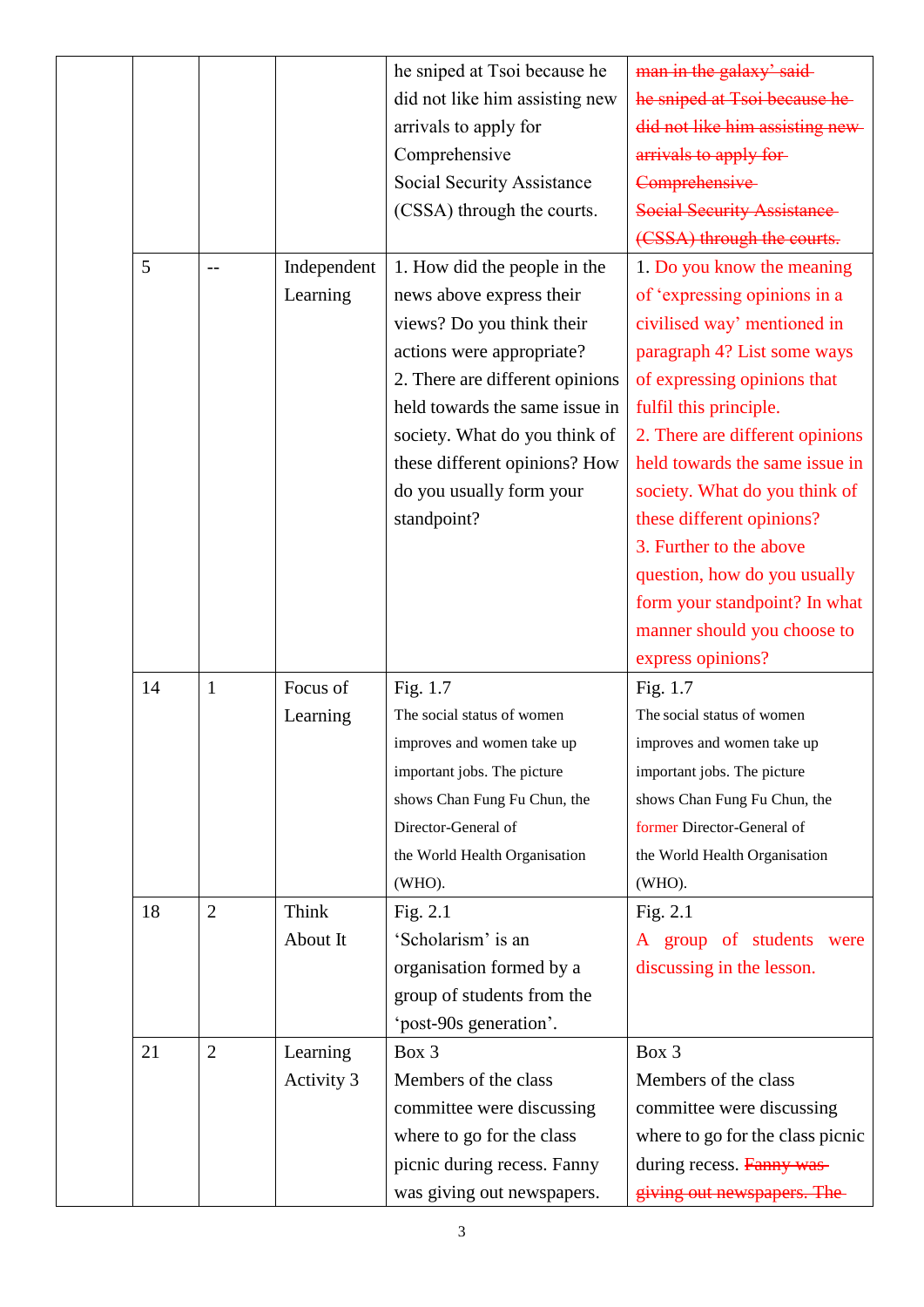| | | | | | |
|---|---|---|---|---|---|
| | | | | he sniped at Tsoi because he did not like him assisting new arrivals to apply for Comprehensive Social Security Assistance (CSSA) through the courts. | ~~man in the galaxy' said he sniped at Tsoi because he did not like him assisting new arrivals to apply for Comprehensive Social Security Assistance (CSSA) through the courts.~~ |
| | 5 | -- | Independent Learning | 1. How did the people in the news above express their views? Do you think their actions were appropriate?<br>2. There are different opinions held towards the same issue in society. What do you think of these different opinions? How do you usually form your standpoint? | 1. Do you know the meaning of 'expressing opinions in a civilised way' mentioned in paragraph 4? List some ways of expressing opinions that fulfil this principle.<br>2. There are different opinions held towards the same issue in society. What do you think of these different opinions?<br>3. Further to the above question, how do you usually form your standpoint? In what manner should you choose to express opinions? |
| | 14 | 1 | Focus of Learning | Fig. 1.7<br>The social status of women improves and women take up important jobs. The picture shows Chan Fung Fu Chun, the Director-General of the World Health Organisation (WHO). | Fig. 1.7<br>The social status of women improves and women take up important jobs. The picture shows Chan Fung Fu Chun, the former Director-General of the World Health Organisation (WHO). |
| | 18 | 2 | Think About It | Fig. 2.1<br>'Scholarism' is an organisation formed by a group of students from the 'post-90s generation'. | Fig. 2.1<br>A group of students were discussing in the lesson. |
| | 21 | 2 | Learning Activity 3 | Box 3<br>Members of the class committee were discussing where to go for the class picnic during recess. Fanny was giving out newspapers. | Box 3<br>Members of the class committee were discussing where to go for the class picnic during recess. ~~Fanny was giving out newspapers. The~~ |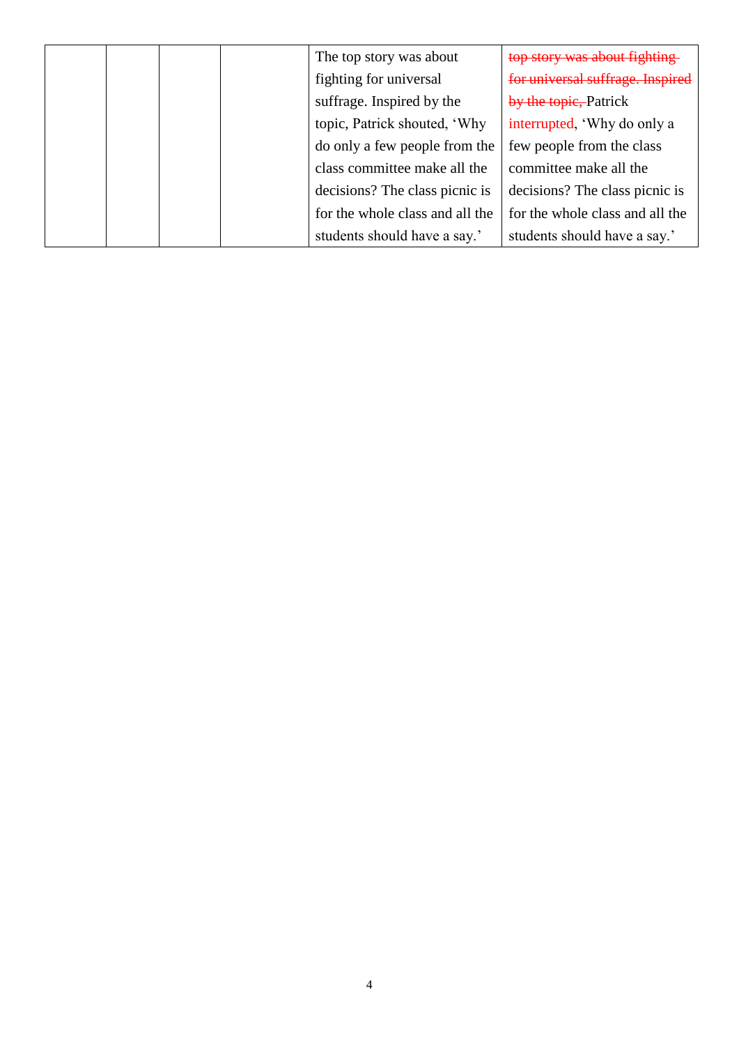| | | | | | |
|---|---|---|---|---|---|
| | | | | The top story was about fighting for universal suffrage. Inspired by the topic, Patrick shouted, 'Why do only a few people from the class committee make all the decisions? The class picnic is for the whole class and all the students should have a say.' | ~~top story was about fighting for universal suffrage. Inspired by the topic,~~ Patrick interrupted, 'Why do only a few people from the class committee make all the decisions? The class picnic is for the whole class and all the students should have a say.' |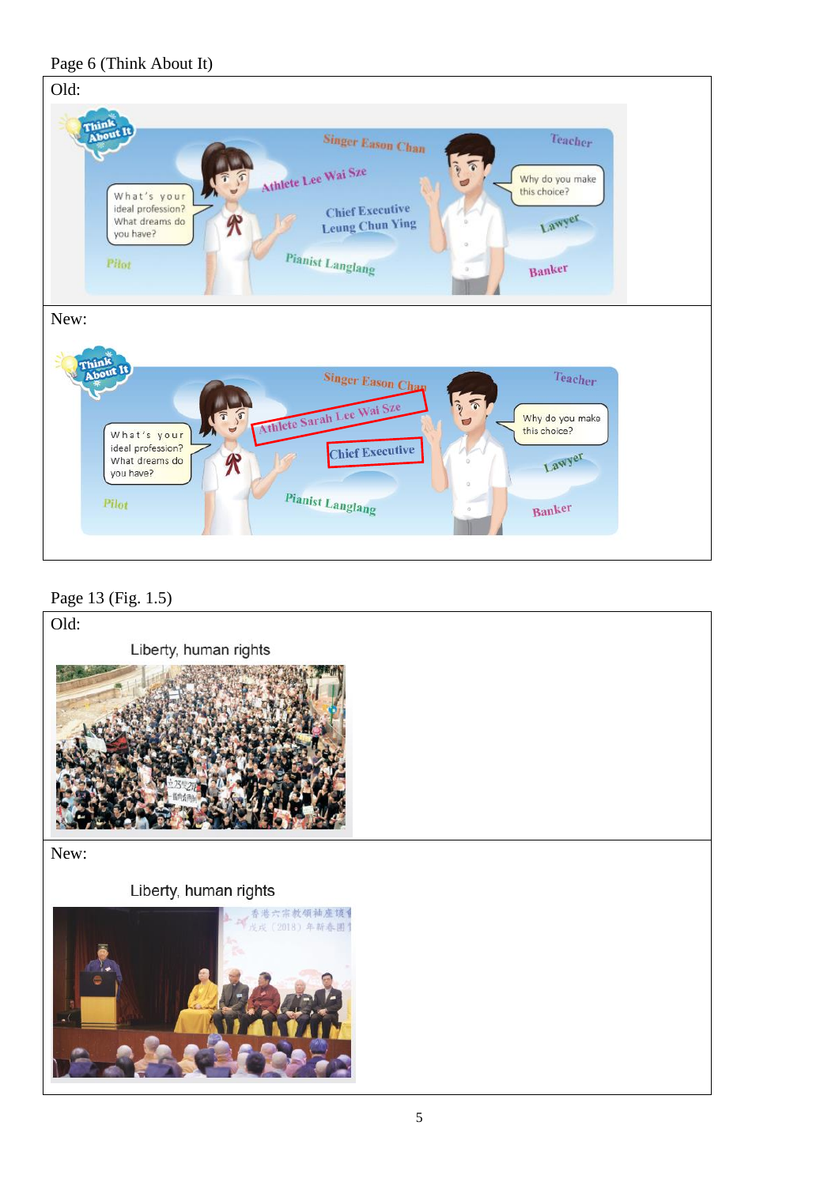Page 6 (Think About It)

| |
|---|
| Old: |
| New: |

Page 13 (Fig. 1.5)

| |
|---|
| Old: |
| Liberty, human rights |
| New: |
| Liberty, human rights |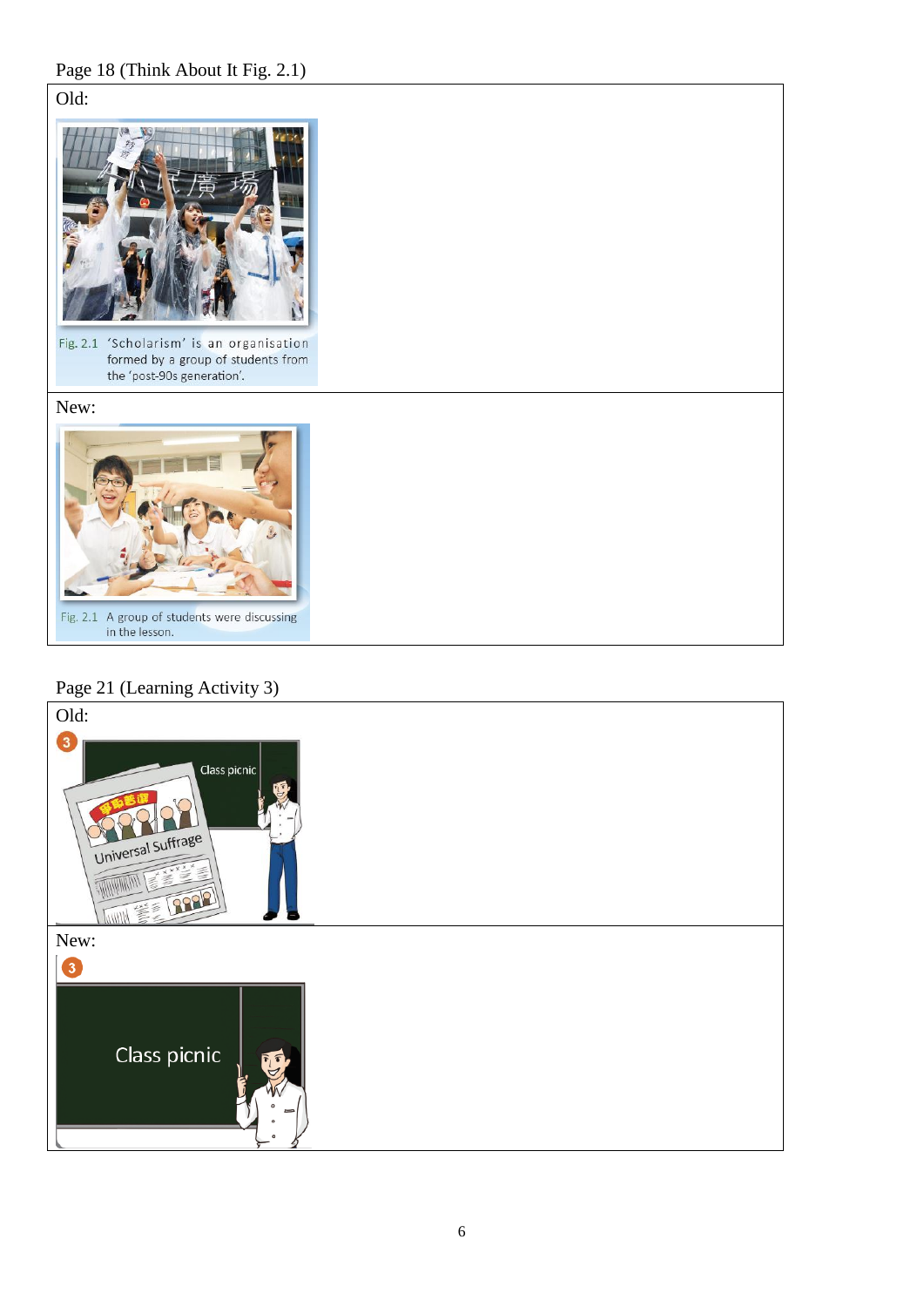Page 18 (Think About It Fig. 2.1)

Old:

Fig. 2.1 'Scholarism' is an organisation formed by a group of students from the 'post-90s generation'.

New:

Fig. 2.1 A group of students were discussing in the lesson.

Page 21 (Learning Activity 3)

Old:

3

Class picnic

Universal Suffrage

New:

3

Class picnic